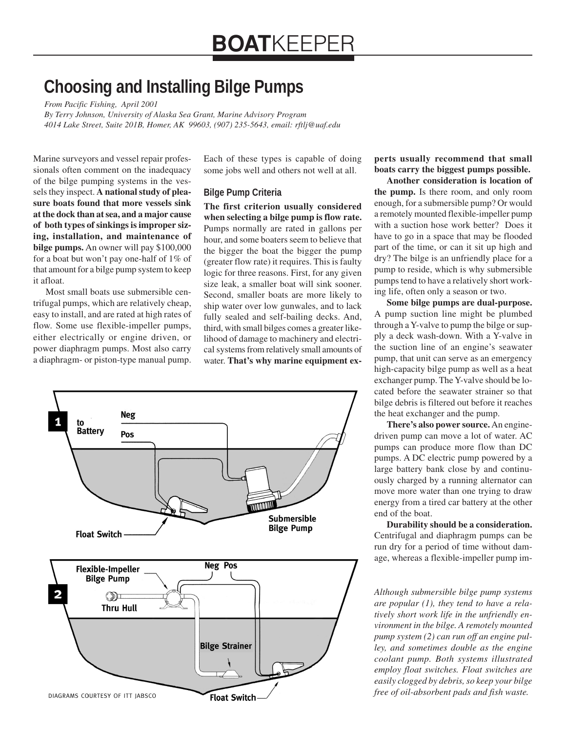# BOATKEEPER

## Choosing and Installing Bilge Pumps

*From Pacific Fishing, April 2001*
*By Terry Johnson, University of Alaska Sea Grant, Marine Advisory Program*
*4014 Lake Street, Suite 201B, Homer, AK 99603, (907) 235-5643, email: rftlj@uaf.edu*

Marine surveyors and vessel repair professionals often comment on the inadequacy of the bilge pumping systems in the vessels they inspect. **A national study of pleasure boats found that more vessels sink at the dock than at sea, and a major cause of both types of sinkings is improper sizing, installation, and maintenance of bilge pumps.** An owner will pay $100,000 for a boat but won't pay one-half of 1% of that amount for a bilge pump system to keep it afloat.

Most small boats use submersible centrifugal pumps, which are relatively cheap, easy to install, and are rated at high rates of flow. Some use flexible-impeller pumps, either electrically or engine driven, or power diaphragm pumps. Most also carry a diaphragm- or piston-type manual pump. Each of these types is capable of doing some jobs well and others not well at all.

### Bilge Pump Criteria

**The first criterion usually considered when selecting a bilge pump is flow rate.** Pumps normally are rated in gallons per hour, and some boaters seem to believe that the bigger the boat the bigger the pump (greater flow rate) it requires. This is faulty logic for three reasons. First, for any given size leak, a smaller boat will sink sooner. Second, smaller boats are more likely to ship water over low gunwales, and to lack fully sealed and self-bailing decks. And, third, with small bilges comes a greater likelihood of damage to machinery and electrical systems from relatively small amounts of water. **That's why marine equipment experts usually recommend that small boats carry the biggest pumps possible.**

**Another consideration is location of the pump.** Is there room, and only room enough, for a submersible pump? Or would a remotely mounted flexible-impeller pump with a suction hose work better? Does it have to go in a space that may be flooded part of the time, or can it sit up high and dry? The bilge is an unfriendly place for a pump to reside, which is why submersible pumps tend to have a relatively short working life, often only a season or two.

**Some bilge pumps are dual-purpose.** A pump suction line might be plumbed through a Y-valve to pump the bilge or supply a deck wash-down. With a Y-valve in the suction line of an engine's seawater pump, that unit can serve as an emergency high-capacity bilge pump as well as a heat exchanger pump. The Y-valve should be located before the seawater strainer so that bilge debris is filtered out before it reaches the heat exchanger and the pump.

**There's also power source.** An engine-driven pump can move a lot of water. AC pumps can produce more flow than DC pumps. A DC electric pump powered by a large battery bank close by and continuously charged by a running alternator can move more water than one trying to draw energy from a tired car battery at the other end of the boat.

**Durability should be a consideration.** Centrifugal and diaphragm pumps can be run dry for a period of time without damage, whereas a flexible-impeller pump im-

DIAGRAMS COURTESY OF ITT JABSCO

*Although submersible bilge pump systems are popular (1), they tend to have a relatively short work life in the unfriendly environment in the bilge. A remotely mounted pump system (2) can run off an engine pulley, and sometimes double as the engine coolant pump. Both systems illustrated employ float switches. Float switches are easily clogged by debris, so keep your bilge free of oil-absorbent pads and fish waste.*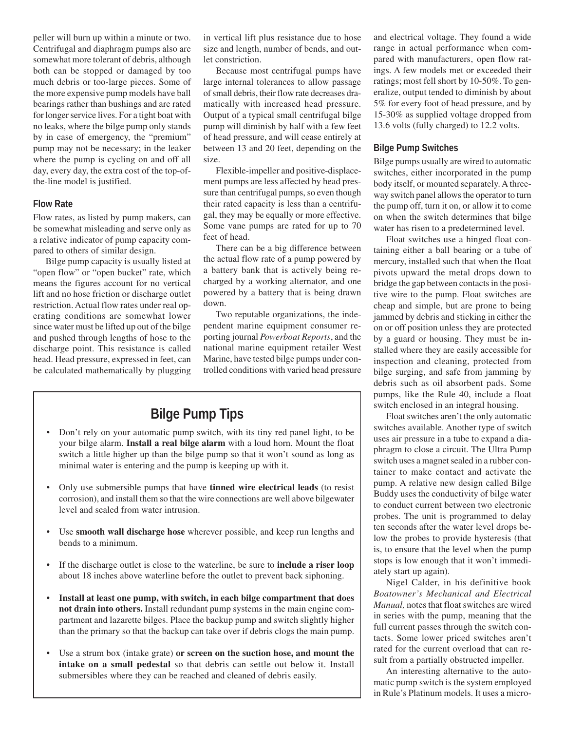peller will burn up within a minute or two. Centrifugal and diaphragm pumps also are somewhat more tolerant of debris, although both can be stopped or damaged by too much debris or too-large pieces. Some of the more expensive pump models have ball bearings rather than bushings and are rated for longer service lives. For a tight boat with no leaks, where the bilge pump only stands by in case of emergency, the "premium" pump may not be necessary; in the leaker where the pump is cycling on and off all day, every day, the extra cost of the top-of-the-line model is justified.

### Flow Rate

Flow rates, as listed by pump makers, can be somewhat misleading and serve only as a relative indicator of pump capacity compared to others of similar design.

Bilge pump capacity is usually listed at "open flow" or "open bucket" rate, which means the figures account for no vertical lift and no hose friction or discharge outlet restriction. Actual flow rates under real operating conditions are somewhat lower since water must be lifted up out of the bilge and pushed through lengths of hose to the discharge point. This resistance is called head. Head pressure, expressed in feet, can be calculated mathematically by plugging in vertical lift plus resistance due to hose size and length, number of bends, and outlet constriction.

Because most centrifugal pumps have large internal tolerances to allow passage of small debris, their flow rate decreases dramatically with increased head pressure. Output of a typical small centrifugal bilge pump will diminish by half with a few feet of head pressure, and will cease entirely at between 13 and 20 feet, depending on the size.

Flexible-impeller and positive-displacement pumps are less affected by head pressure than centrifugal pumps, so even though their rated capacity is less than a centrifugal, they may be equally or more effective. Some vane pumps are rated for up to 70 feet of head.

There can be a big difference between the actual flow rate of a pump powered by a battery bank that is actively being recharged by a working alternator, and one powered by a battery that is being drawn down.

Two reputable organizations, the independent marine equipment consumer reporting journal *Powerboat Reports*, and the national marine equipment retailer West Marine, have tested bilge pumps under controlled conditions with varied head pressure and electrical voltage. They found a wide range in actual performance when compared with manufacturers, open flow ratings. A few models met or exceeded their ratings; most fell short by 10-50%. To generalize, output tended to diminish by about 5% for every foot of head pressure, and by 15-30% as supplied voltage dropped from 13.6 volts (fully charged) to 12.2 volts.

### Bilge Pump Switches

Bilge pumps usually are wired to automatic switches, either incorporated in the pump body itself, or mounted separately. A three-way switch panel allows the operator to turn the pump off, turn it on, or allow it to come on when the switch determines that bilge water has risen to a predetermined level.

Float switches use a hinged float containing either a ball bearing or a tube of mercury, installed such that when the float pivots upward the metal drops down to bridge the gap between contacts in the positive wire to the pump. Float switches are cheap and simple, but are prone to being jammed by debris and sticking in either the on or off position unless they are protected by a guard or housing. They must be installed where they are easily accessible for inspection and cleaning, protected from bilge surging, and safe from jamming by debris such as oil absorbent pads. Some pumps, like the Rule 40, include a float switch enclosed in an integral housing.

Float switches aren't the only automatic switches available. Another type of switch uses air pressure in a tube to expand a diaphragm to close a circuit. The Ultra Pump switch uses a magnet sealed in a rubber container to make contact and activate the pump. A relative new design called Bilge Buddy uses the conductivity of bilge water to conduct current between two electronic probes. The unit is programmed to delay ten seconds after the water level drops below the probes to provide hysteresis (that is, to ensure that the level when the pump stops is low enough that it won't immediately start up again).

Nigel Calder, in his definitive book *Boatowner's Mechanical and Electrical Manual,* notes that float switches are wired in series with the pump, meaning that the full current passes through the switch contacts. Some lower priced switches aren't rated for the current overload that can result from a partially obstructed impeller.

An interesting alternative to the automatic pump switch is the system employed in Rule's Platinum models. It uses a micro-

## Bilge Pump Tips

- Don't rely on your automatic pump switch, with its tiny red panel light, to be your bilge alarm. **Install a real bilge alarm** with a loud horn. Mount the float switch a little higher up than the bilge pump so that it won't sound as long as minimal water is entering and the pump is keeping up with it.
- Only use submersible pumps that have **tinned wire electrical leads** (to resist corrosion), and install them so that the wire connections are well above bilgewater level and sealed from water intrusion.
- Use **smooth wall discharge hose** wherever possible, and keep run lengths and bends to a minimum.
- If the discharge outlet is close to the waterline, be sure to **include a riser loop** about 18 inches above waterline before the outlet to prevent back siphoning.
- **Install at least one pump, with switch, in each bilge compartment that does not drain into others.** Install redundant pump systems in the main engine compartment and lazarette bilges. Place the backup pump and switch slightly higher than the primary so that the backup can take over if debris clogs the main pump.
- Use a strum box (intake grate) **or screen on the suction hose, and mount the intake on a small pedestal** so that debris can settle out below it. Install submersibles where they can be reached and cleaned of debris easily.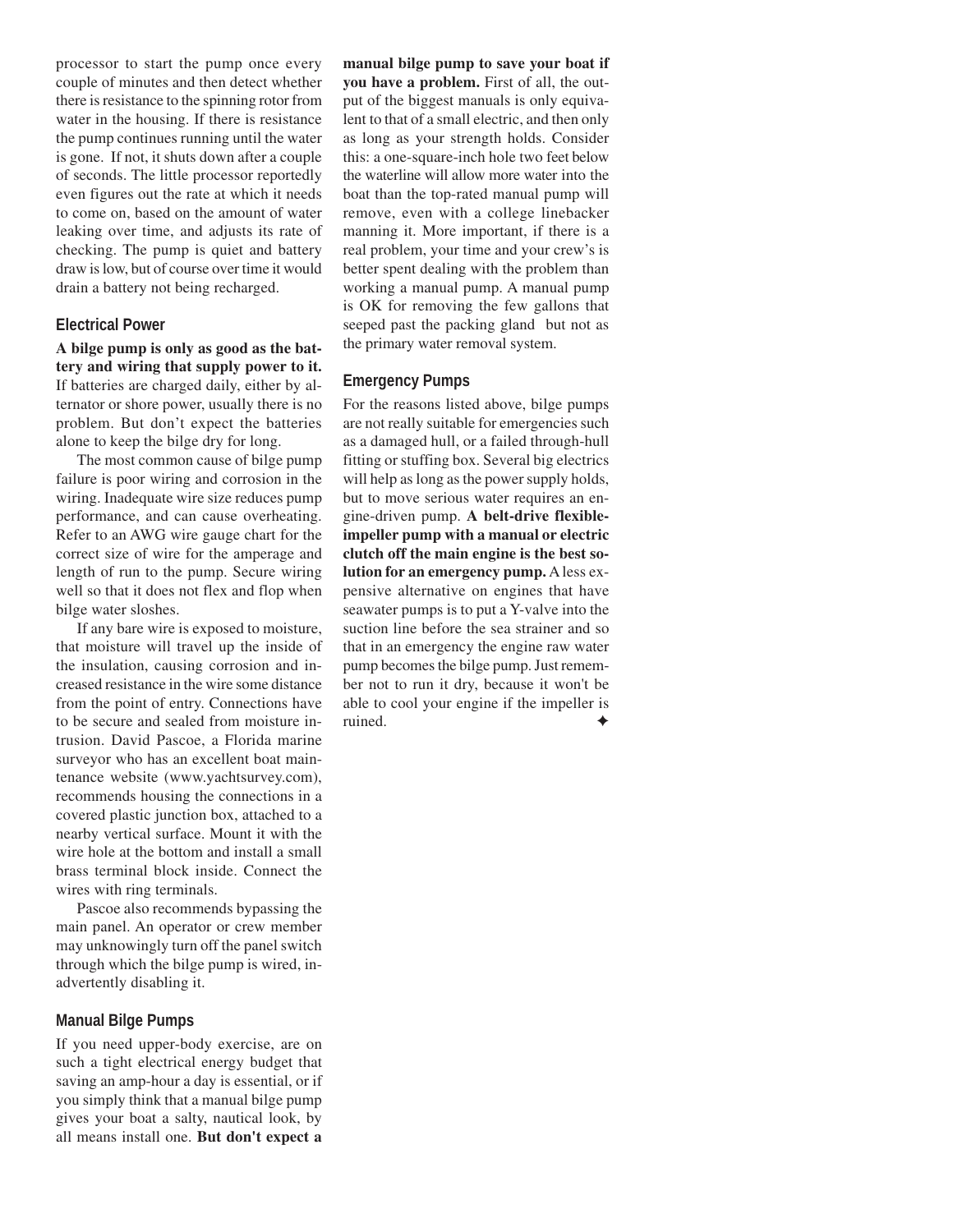processor to start the pump once every couple of minutes and then detect whether there is resistance to the spinning rotor from water in the housing. If there is resistance the pump continues running until the water is gone. If not, it shuts down after a couple of seconds. The little processor reportedly even figures out the rate at which it needs to come on, based on the amount of water leaking over time, and adjusts its rate of checking. The pump is quiet and battery draw is low, but of course over time it would drain a battery not being recharged.

### Electrical Power

**A bilge pump is only as good as the battery and wiring that supply power to it.** If batteries are charged daily, either by alternator or shore power, usually there is no problem. But don't expect the batteries alone to keep the bilge dry for long.

The most common cause of bilge pump failure is poor wiring and corrosion in the wiring. Inadequate wire size reduces pump performance, and can cause overheating. Refer to an AWG wire gauge chart for the correct size of wire for the amperage and length of run to the pump. Secure wiring well so that it does not flex and flop when bilge water sloshes.

If any bare wire is exposed to moisture, that moisture will travel up the inside of the insulation, causing corrosion and increased resistance in the wire some distance from the point of entry. Connections have to be secure and sealed from moisture intrusion. David Pascoe, a Florida marine surveyor who has an excellent boat maintenance website (www.yachtsurvey.com), recommends housing the connections in a covered plastic junction box, attached to a nearby vertical surface. Mount it with the wire hole at the bottom and install a small brass terminal block inside. Connect the wires with ring terminals.

Pascoe also recommends bypassing the main panel. An operator or crew member may unknowingly turn off the panel switch through which the bilge pump is wired, inadvertently disabling it.

### Manual Bilge Pumps

If you need upper-body exercise, are on such a tight electrical energy budget that saving an amp-hour a day is essential, or if you simply think that a manual bilge pump gives your boat a salty, nautical look, by all means install one. **But don't expect a manual bilge pump to save your boat if you have a problem.** First of all, the output of the biggest manuals is only equivalent to that of a small electric, and then only as long as your strength holds. Consider this: a one-square-inch hole two feet below the waterline will allow more water into the boat than the top-rated manual pump will remove, even with a college linebacker manning it. More important, if there is a real problem, your time and your crew's is better spent dealing with the problem than working a manual pump. A manual pump is OK for removing the few gallons that seeped past the packing gland but not as the primary water removal system.

### Emergency Pumps

For the reasons listed above, bilge pumps are not really suitable for emergencies such as a damaged hull, or a failed through-hull fitting or stuffing box. Several big electrics will help as long as the power supply holds, but to move serious water requires an engine-driven pump. **A belt-drive flexible-impeller pump with a manual or electric clutch off the main engine is the best solution for an emergency pump.** A less expensive alternative on engines that have seawater pumps is to put a Y-valve into the suction line before the sea strainer and so that in an emergency the engine raw water pump becomes the bilge pump. Just remember not to run it dry, because it won't be able to cool your engine if the impeller is ruined. ✦